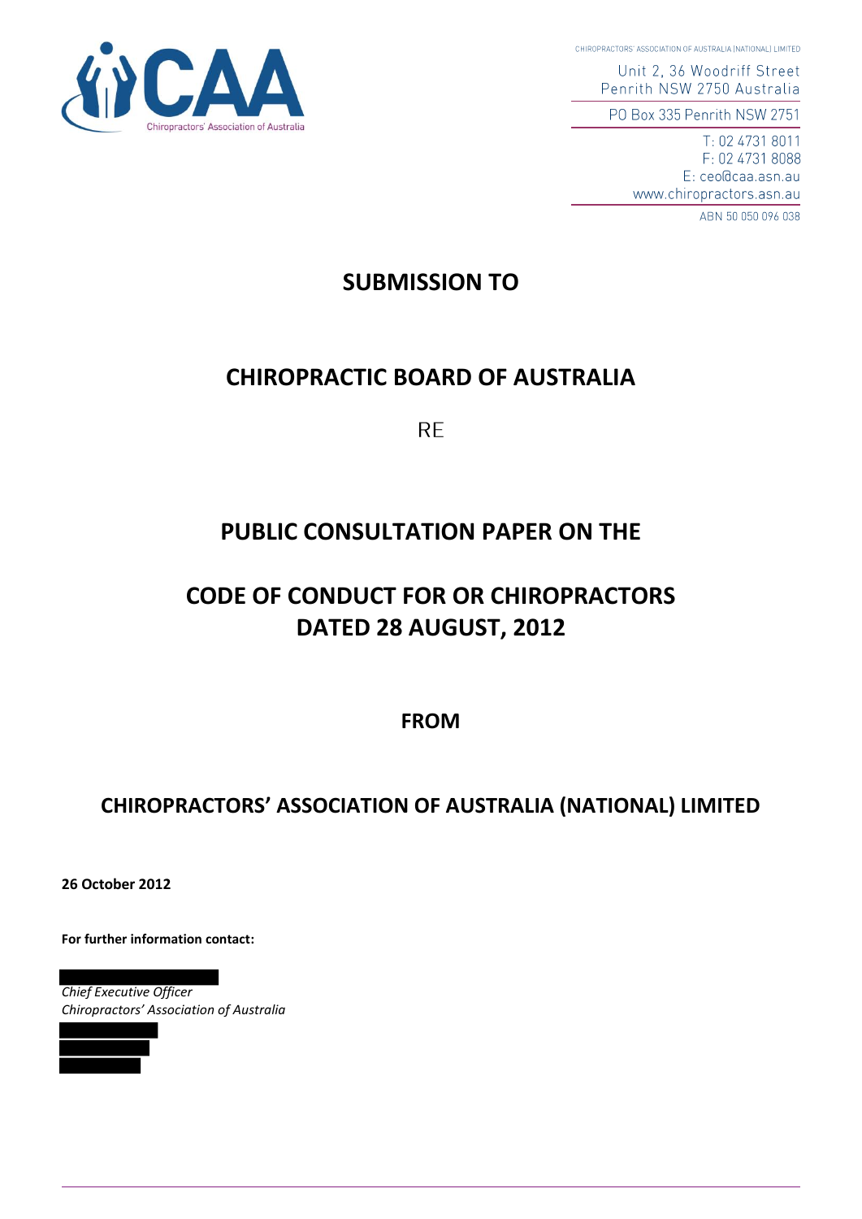CHIROPRACTORS' ASSOCIATION OF AUSTRALIA (NATIONAL) LIMITED

Unit 2, 36 Woodriff Street
Penrith NSW 2750 Australia

PO Box 335 Penrith NSW 2751

T: 02 4731 8011
F: 02 4731 8088
E: ceo@caa.asn.au
www.chiropractors.asn.au

ABN 50 050 096 038

# SUBMISSION TO

# CHIROPRACTIC BOARD OF AUSTRALIA

RE

# PUBLIC CONSULTATION PAPER ON THE

# CODE OF CONDUCT FOR OR CHIROPRACTORS DATED 28 AUGUST, 2012

**FROM**

# CHIROPRACTORS' ASSOCIATION OF AUSTRALIA (NATIONAL) LIMITED

**26 October 2012**

**For further information contact:**

*Chief Executive Officer*
*Chiropractors' Association of Australia*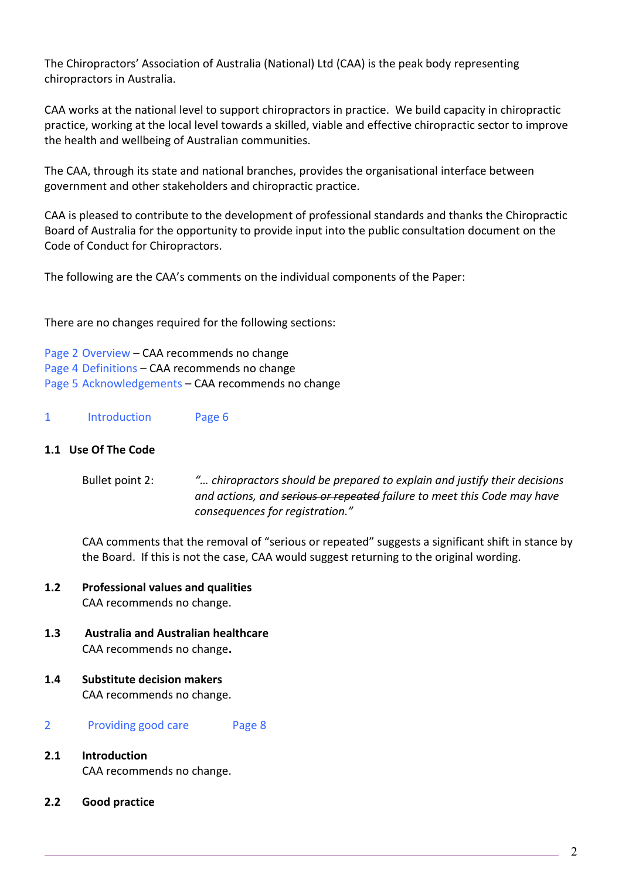The Chiropractors' Association of Australia (National) Ltd (CAA) is the peak body representing chiropractors in Australia.

CAA works at the national level to support chiropractors in practice. We build capacity in chiropractic practice, working at the local level towards a skilled, viable and effective chiropractic sector to improve the health and wellbeing of Australian communities.

The CAA, through its state and national branches, provides the organisational interface between government and other stakeholders and chiropractic practice.

CAA is pleased to contribute to the development of professional standards and thanks the Chiropractic Board of Australia for the opportunity to provide input into the public consultation document on the Code of Conduct for Chiropractors.

The following are the CAA's comments on the individual components of the Paper:

There are no changes required for the following sections:

Page 2 Overview – CAA recommends no change
Page 4 Definitions – CAA recommends no change
Page 5 Acknowledgements – CAA recommends no change

## 1 Introduction Page 6

### 1.1 Use Of The Code

Bullet point 2: *"… chiropractors should be prepared to explain and justify their decisions and actions, and ~~serious or repeated~~ failure to meet this Code may have consequences for registration."*

CAA comments that the removal of "serious or repeated" suggests a significant shift in stance by the Board. If this is not the case, CAA would suggest returning to the original wording.

### 1.2 Professional values and qualities

CAA recommends no change.

### 1.3 Australia and Australian healthcare

CAA recommends no change.

### 1.4 Substitute decision makers

CAA recommends no change.

## 2 Providing good care Page 8

### 2.1 Introduction

CAA recommends no change.

### 2.2 Good practice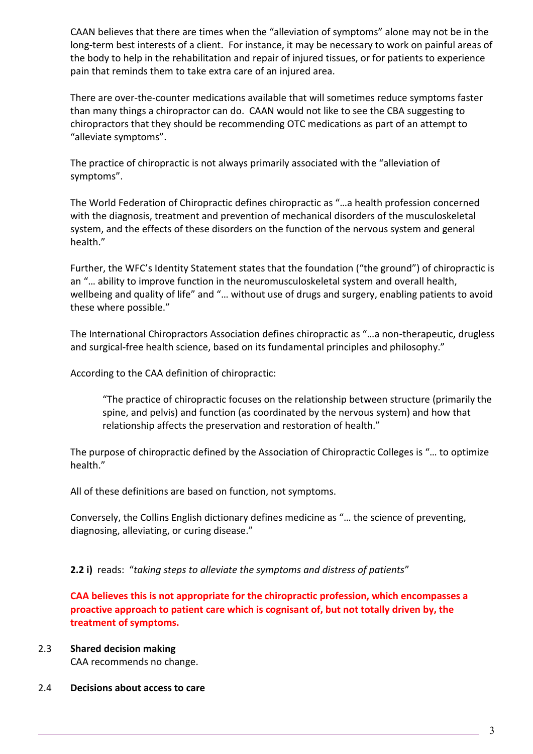CAAN believes that there are times when the "alleviation of symptoms" alone may not be in the long-term best interests of a client. For instance, it may be necessary to work on painful areas of the body to help in the rehabilitation and repair of injured tissues, or for patients to experience pain that reminds them to take extra care of an injured area.

There are over-the-counter medications available that will sometimes reduce symptoms faster than many things a chiropractor can do. CAAN would not like to see the CBA suggesting to chiropractors that they should be recommending OTC medications as part of an attempt to "alleviate symptoms".

The practice of chiropractic is not always primarily associated with the "alleviation of symptoms".

The World Federation of Chiropractic defines chiropractic as "…a health profession concerned with the diagnosis, treatment and prevention of mechanical disorders of the musculoskeletal system, and the effects of these disorders on the function of the nervous system and general health."

Further, the WFC's Identity Statement states that the foundation ("the ground") of chiropractic is an "… ability to improve function in the neuromusculoskeletal system and overall health, wellbeing and quality of life" and "… without use of drugs and surgery, enabling patients to avoid these where possible."

The International Chiropractors Association defines chiropractic as "…a non-therapeutic, drugless and surgical-free health science, based on its fundamental principles and philosophy."

According to the CAA definition of chiropractic:

> "The practice of chiropractic focuses on the relationship between structure (primarily the spine, and pelvis) and function (as coordinated by the nervous system) and how that relationship affects the preservation and restoration of health."

The purpose of chiropractic defined by the Association of Chiropractic Colleges is "… to optimize health."

All of these definitions are based on function, not symptoms.

Conversely, the Collins English dictionary defines medicine as "… the science of preventing, diagnosing, alleviating, or curing disease."

**2.2 i)** reads: "*taking steps to alleviate the symptoms and distress of patients*"

**CAA believes this is not appropriate for the chiropractic profession, which encompasses a proactive approach to patient care which is cognisant of, but not totally driven by, the treatment of symptoms.**

2.3 **Shared decision making**
CAA recommends no change.

2.4 **Decisions about access to care**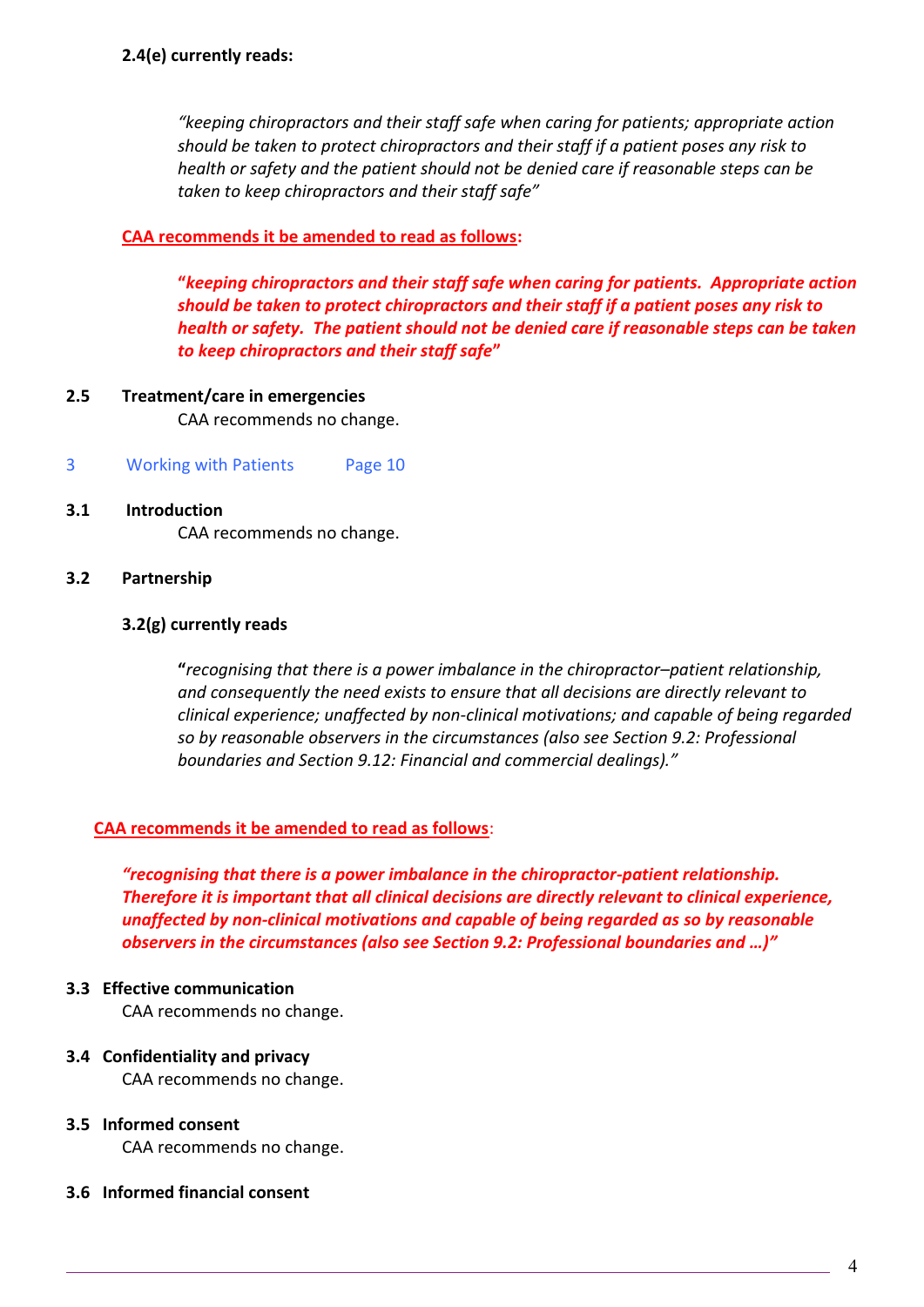**2.4(e) currently reads:**

> *"keeping chiropractors and their staff safe when caring for patients; appropriate action should be taken to protect chiropractors and their staff if a patient poses any risk to health or safety and the patient should not be denied care if reasonable steps can be taken to keep chiropractors and their staff safe"*

**CAA recommends it be amended to read as follows:**

> ***"keeping chiropractors and their staff safe when caring for patients. Appropriate action should be taken to protect chiropractors and their staff if a patient poses any risk to health or safety. The patient should not be denied care if reasonable steps can be taken to keep chiropractors and their staff safe"***

**2.5 Treatment/care in emergencies**

CAA recommends no change.

## 3 Working with Patients Page 10

**3.1 Introduction**

CAA recommends no change.

**3.2 Partnership**

**3.2(g) currently reads**

> **"***recognising that there is a power imbalance in the chiropractor–patient relationship, and consequently the need exists to ensure that all decisions are directly relevant to clinical experience; unaffected by non-clinical motivations; and capable of being regarded so by reasonable observers in the circumstances (also see Section 9.2: Professional boundaries and Section 9.12: Financial and commercial dealings)."*

**CAA recommends it be amended to read as follows:**

> ***"recognising that there is a power imbalance in the chiropractor-patient relationship. Therefore it is important that all clinical decisions are directly relevant to clinical experience, unaffected by non-clinical motivations and capable of being regarded as so by reasonable observers in the circumstances (also see Section 9.2: Professional boundaries and …)"***

**3.3 Effective communication**

CAA recommends no change.

**3.4 Confidentiality and privacy**

CAA recommends no change.

**3.5 Informed consent**

CAA recommends no change.

**3.6 Informed financial consent**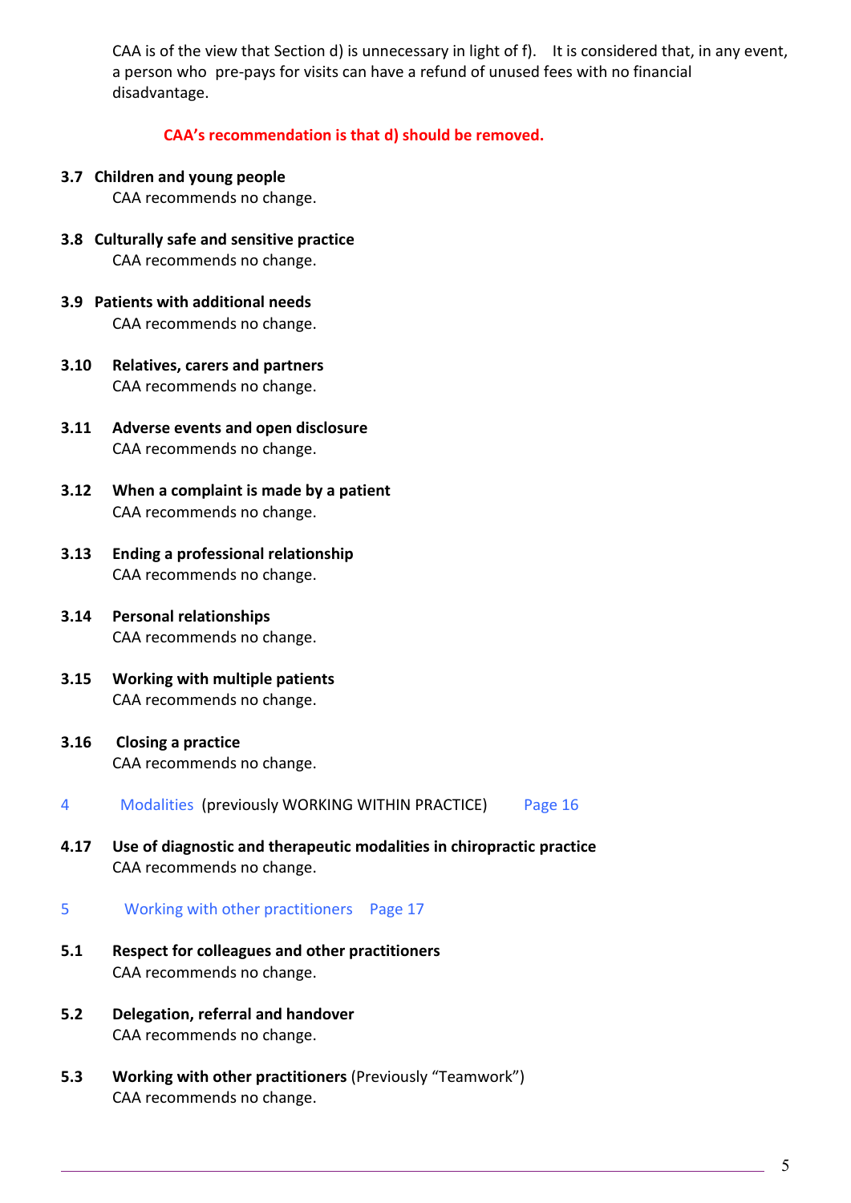CAA is of the view that Section d) is unnecessary in light of f). It is considered that, in any event, a person who pre-pays for visits can have a refund of unused fees with no financial disadvantage.

**CAA's recommendation is that d) should be removed.**

**3.7 Children and young people**
CAA recommends no change.

**3.8 Culturally safe and sensitive practice**
CAA recommends no change.

**3.9 Patients with additional needs**
CAA recommends no change.

**3.10 Relatives, carers and partners**
CAA recommends no change.

**3.11 Adverse events and open disclosure**
CAA recommends no change.

**3.12 When a complaint is made by a patient**
CAA recommends no change.

**3.13 Ending a professional relationship**
CAA recommends no change.

**3.14 Personal relationships**
CAA recommends no change.

**3.15 Working with multiple patients**
CAA recommends no change.

**3.16 Closing a practice**
CAA recommends no change.

## 4 Modalities (previously WORKING WITHIN PRACTICE) Page 16

**4.17 Use of diagnostic and therapeutic modalities in chiropractic practice**
CAA recommends no change.

## 5 Working with other practitioners Page 17

**5.1 Respect for colleagues and other practitioners**
CAA recommends no change.

**5.2 Delegation, referral and handover**
CAA recommends no change.

**5.3 Working with other practitioners** (Previously "Teamwork")
CAA recommends no change.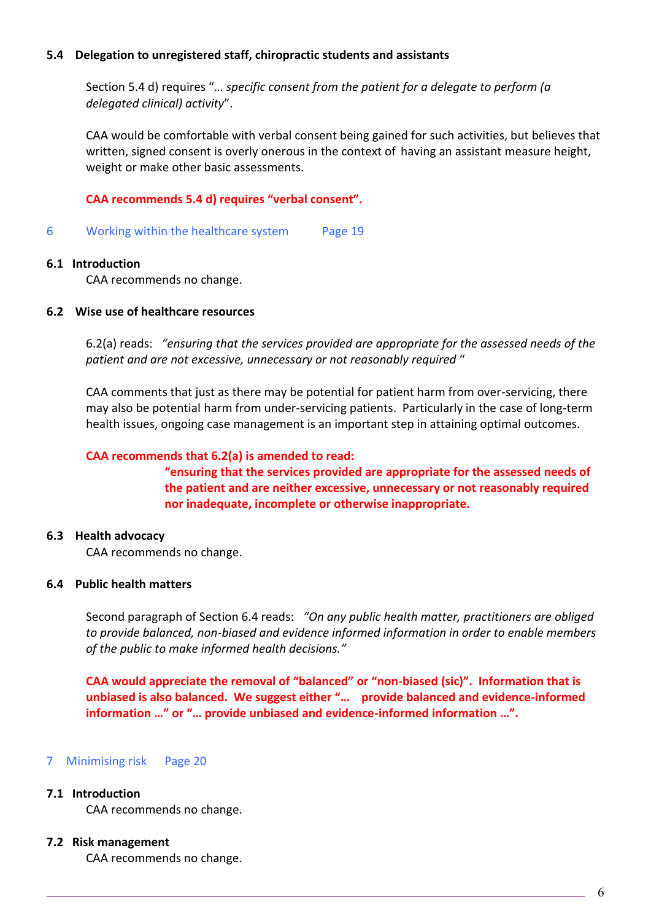### 5.4 Delegation to unregistered staff, chiropractic students and assistants

Section 5.4 d) requires "… *specific consent from the patient for a delegate to perform (a delegated clinical) activity*".

CAA would be comfortable with verbal consent being gained for such activities, but believes that written, signed consent is overly onerous in the context of having an assistant measure height, weight or make other basic assessments.

**CAA recommends 5.4 d) requires "verbal consent".**

## 6 Working within the healthcare system Page 19

### 6.1 Introduction

CAA recommends no change.

### 6.2 Wise use of healthcare resources

6.2(a) reads: *"ensuring that the services provided are appropriate for the assessed needs of the patient and are not excessive, unnecessary or not reasonably required "*

CAA comments that just as there may be potential for patient harm from over-servicing, there may also be potential harm from under-servicing patients. Particularly in the case of long-term health issues, ongoing case management is an important step in attaining optimal outcomes.

**CAA recommends that 6.2(a) is amended to read:**

**"ensuring that the services provided are appropriate for the assessed needs of the patient and are neither excessive, unnecessary or not reasonably required nor inadequate, incomplete or otherwise inappropriate.**

### 6.3 Health advocacy

CAA recommends no change.

### 6.4 Public health matters

Second paragraph of Section 6.4 reads: *"On any public health matter, practitioners are obliged to provide balanced, non-biased and evidence informed information in order to enable members of the public to make informed health decisions."*

**CAA would appreciate the removal of "balanced" or "non-biased (sic)". Information that is unbiased is also balanced. We suggest either "… provide balanced and evidence-informed information …" or "… provide unbiased and evidence-informed information …".**

## 7 Minimising risk Page 20

### 7.1 Introduction

CAA recommends no change.

### 7.2 Risk management

CAA recommends no change.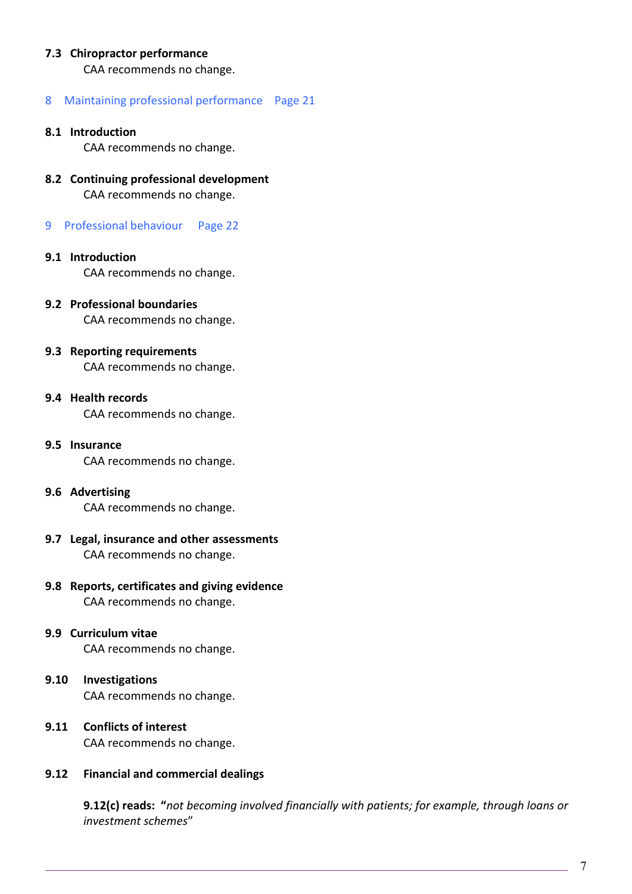### 7.3 Chiropractor performance

CAA recommends no change.

## 8 Maintaining professional performance Page 21

### 8.1 Introduction

CAA recommends no change.

### 8.2 Continuing professional development

CAA recommends no change.

## 9 Professional behaviour Page 22

### 9.1 Introduction

CAA recommends no change.

### 9.2 Professional boundaries

CAA recommends no change.

### 9.3 Reporting requirements

CAA recommends no change.

### 9.4 Health records

CAA recommends no change.

### 9.5 Insurance

CAA recommends no change.

### 9.6 Advertising

CAA recommends no change.

### 9.7 Legal, insurance and other assessments

CAA recommends no change.

### 9.8 Reports, certificates and giving evidence

CAA recommends no change.

### 9.9 Curriculum vitae

CAA recommends no change.

### 9.10 Investigations

CAA recommends no change.

### 9.11 Conflicts of interest

CAA recommends no change.

### 9.12 Financial and commercial dealings

**9.12(c) reads: "***not becoming involved financially with patients; for example, through loans or investment schemes*"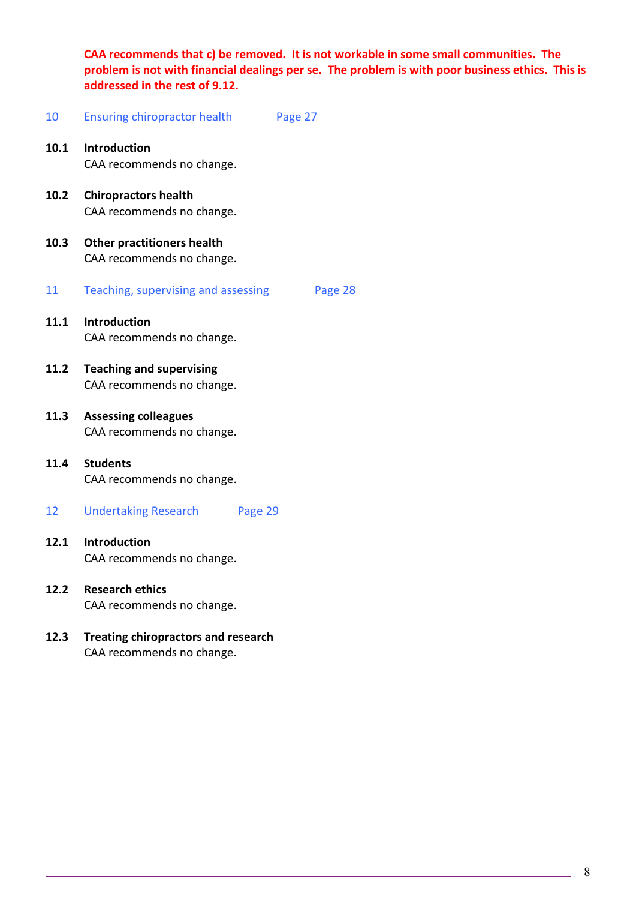**CAA recommends that c) be removed. It is not workable in some small communities. The problem is not with financial dealings per se. The problem is with poor business ethics. This is addressed in the rest of 9.12.**

## 10 Ensuring chiropractor health — Page 27

**10.1 Introduction**
CAA recommends no change.

**10.2 Chiropractors health**
CAA recommends no change.

**10.3 Other practitioners health**
CAA recommends no change.

## 11 Teaching, supervising and assessing — Page 28

**11.1 Introduction**
CAA recommends no change.

**11.2 Teaching and supervising**
CAA recommends no change.

**11.3 Assessing colleagues**
CAA recommends no change.

**11.4 Students**
CAA recommends no change.

## 12 Undertaking Research — Page 29

**12.1 Introduction**
CAA recommends no change.

**12.2 Research ethics**
CAA recommends no change.

**12.3 Treating chiropractors and research**
CAA recommends no change.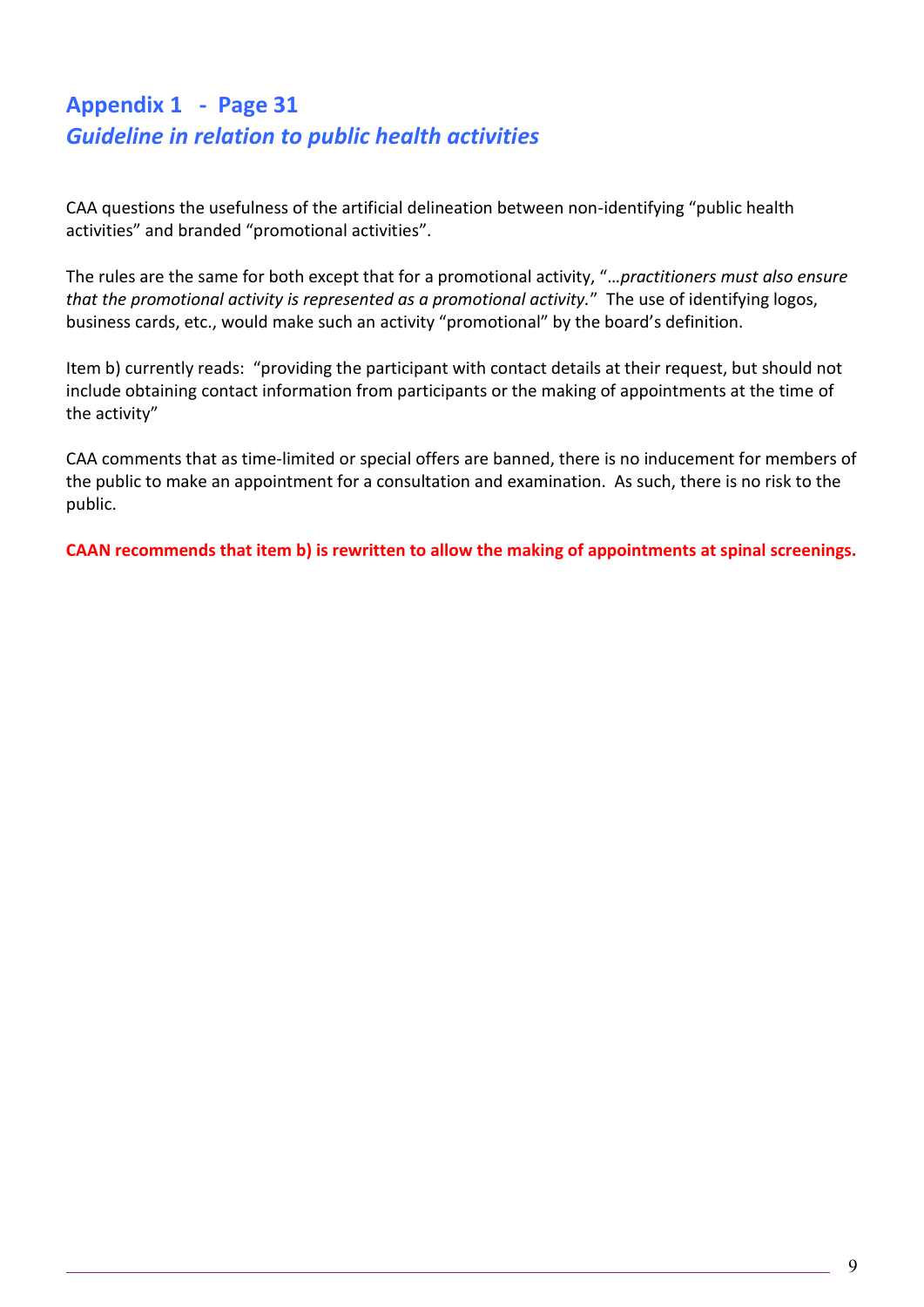## Appendix 1 - Page 31
### *Guideline in relation to public health activities*

CAA questions the usefulness of the artificial delineation between non-identifying "public health activities" and branded "promotional activities".

The rules are the same for both except that for a promotional activity, "…*practitioners must also ensure that the promotional activity is represented as a promotional activity.*" The use of identifying logos, business cards, etc., would make such an activity "promotional" by the board's definition.

Item b) currently reads: "providing the participant with contact details at their request, but should not include obtaining contact information from participants or the making of appointments at the time of the activity"

CAA comments that as time-limited or special offers are banned, there is no inducement for members of the public to make an appointment for a consultation and examination. As such, there is no risk to the public.

**CAAN recommends that item b) is rewritten to allow the making of appointments at spinal screenings.**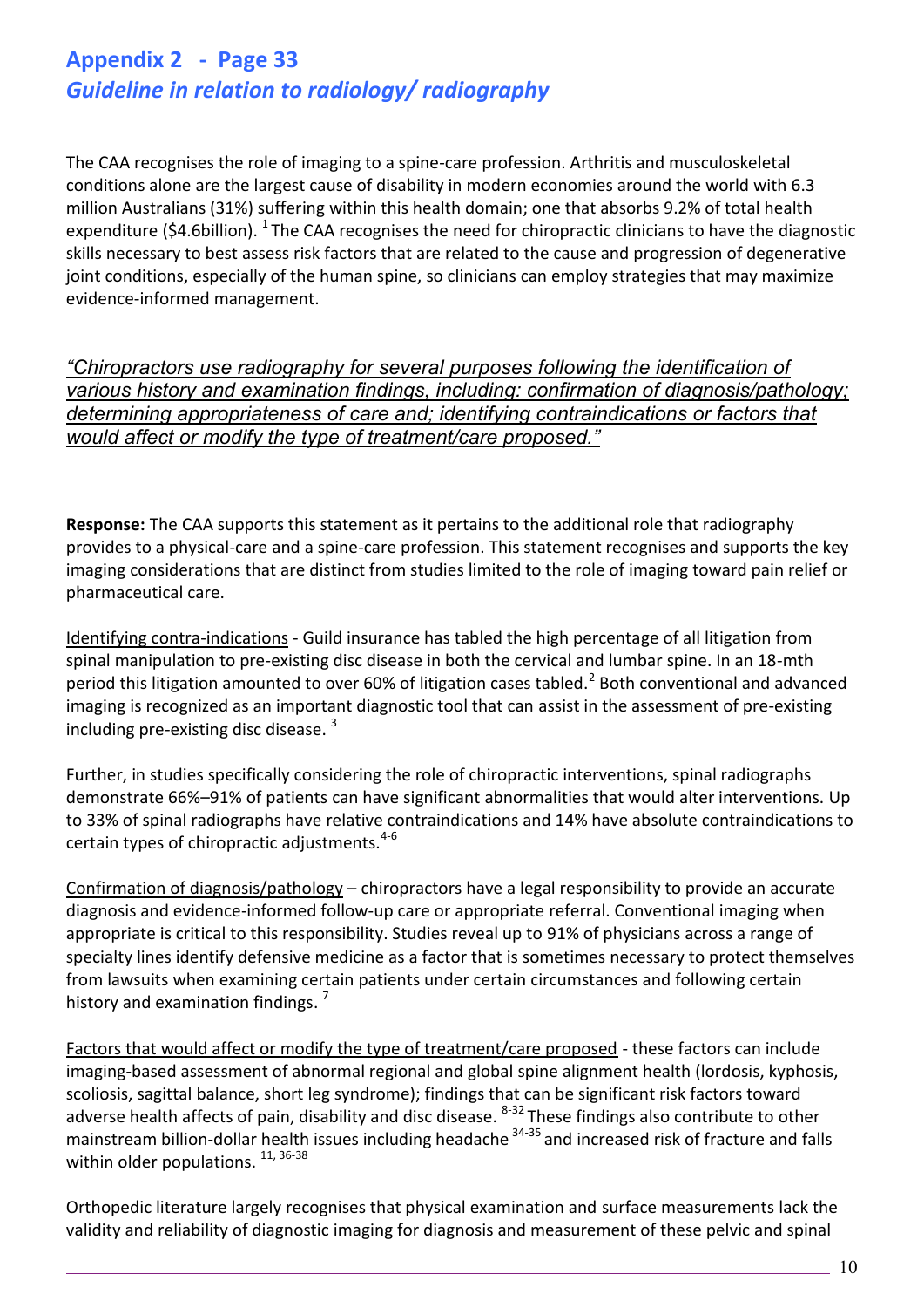## Appendix 2 - Page 33

### *Guideline in relation to radiology/ radiography*

The CAA recognises the role of imaging to a spine-care profession. Arthritis and musculoskeletal conditions alone are the largest cause of disability in modern economies around the world with 6.3 million Australians (31%) suffering within this health domain; one that absorbs 9.2% of total health expenditure ($4.6billion). [1] The CAA recognises the need for chiropractic clinicians to have the diagnostic skills necessary to best assess risk factors that are related to the cause and progression of degenerative joint conditions, especially of the human spine, so clinicians can employ strategies that may maximize evidence-informed management.

*"Chiropractors use radiography for several purposes following the identification of various history and examination findings, including: confirmation of diagnosis/pathology; determining appropriateness of care and; identifying contraindications or factors that would affect or modify the type of treatment/care proposed."*

**Response:** The CAA supports this statement as it pertains to the additional role that radiography provides to a physical-care and a spine-care profession. This statement recognises and supports the key imaging considerations that are distinct from studies limited to the role of imaging toward pain relief or pharmaceutical care.

Identifying contra-indications - Guild insurance has tabled the high percentage of all litigation from spinal manipulation to pre-existing disc disease in both the cervical and lumbar spine. In an 18-mth period this litigation amounted to over 60% of litigation cases tabled.[2] Both conventional and advanced imaging is recognized as an important diagnostic tool that can assist in the assessment of pre-existing including pre-existing disc disease. [3]

Further, in studies specifically considering the role of chiropractic interventions, spinal radiographs demonstrate 66%–91% of patients can have significant abnormalities that would alter interventions. Up to 33% of spinal radiographs have relative contraindications and 14% have absolute contraindications to certain types of chiropractic adjustments.[4-6]

Confirmation of diagnosis/pathology – chiropractors have a legal responsibility to provide an accurate diagnosis and evidence-informed follow-up care or appropriate referral. Conventional imaging when appropriate is critical to this responsibility. Studies reveal up to 91% of physicians across a range of specialty lines identify defensive medicine as a factor that is sometimes necessary to protect themselves from lawsuits when examining certain patients under certain circumstances and following certain history and examination findings. [7]

Factors that would affect or modify the type of treatment/care proposed - these factors can include imaging-based assessment of abnormal regional and global spine alignment health (lordosis, kyphosis, scoliosis, sagittal balance, short leg syndrome); findings that can be significant risk factors toward adverse health affects of pain, disability and disc disease. [8-32] These findings also contribute to other mainstream billion-dollar health issues including headache [34-35] and increased risk of fracture and falls within older populations. [11, 36-38]

Orthopedic literature largely recognises that physical examination and surface measurements lack the validity and reliability of diagnostic imaging for diagnosis and measurement of these pelvic and spinal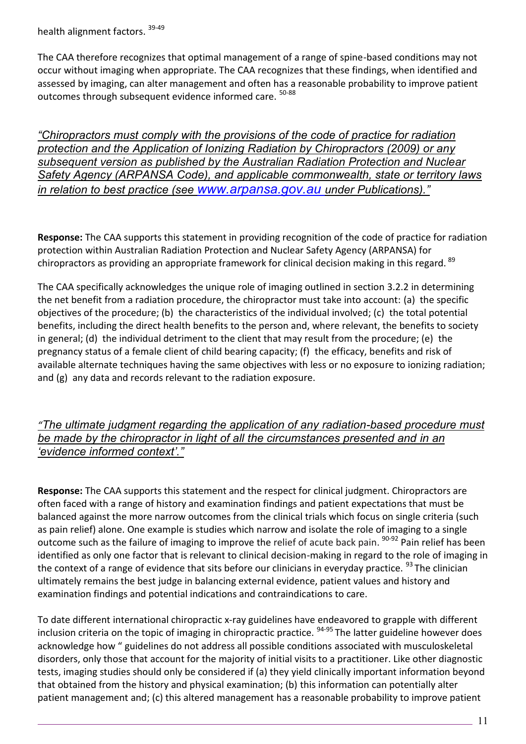health alignment factors.[39-49]

The CAA therefore recognizes that optimal management of a range of spine-based conditions may not occur without imaging when appropriate. The CAA recognizes that these findings, when identified and assessed by imaging, can alter management and often has a reasonable probability to improve patient outcomes through subsequent evidence informed care.[50-88]

*<u>"Chiropractors must comply with the provisions of the code of practice for radiation protection and the Application of Ionizing Radiation by Chiropractors (2009) or any subsequent version as published by the Australian Radiation Protection and Nuclear Safety Agency (ARPANSA Code), and applicable commonwealth, state or territory laws in relation to best practice (see www.arpansa.gov.au under Publications)."</u>*

**Response:** The CAA supports this statement in providing recognition of the code of practice for radiation protection within Australian Radiation Protection and Nuclear Safety Agency (ARPANSA) for chiropractors as providing an appropriate framework for clinical decision making in this regard.[89]

The CAA specifically acknowledges the unique role of imaging outlined in section 3.2.2 in determining the net benefit from a radiation procedure, the chiropractor must take into account: (a) the specific objectives of the procedure; (b) the characteristics of the individual involved; (c) the total potential benefits, including the direct health benefits to the person and, where relevant, the benefits to society in general; (d) the individual detriment to the client that may result from the procedure; (e) the pregnancy status of a female client of child bearing capacity; (f) the efficacy, benefits and risk of available alternate techniques having the same objectives with less or no exposure to ionizing radiation; and (g) any data and records relevant to the radiation exposure.

*<u>"The ultimate judgment regarding the application of any radiation-based procedure must be made by the chiropractor in light of all the circumstances presented and in an 'evidence informed context'."</u>*

**Response:** The CAA supports this statement and the respect for clinical judgment. Chiropractors are often faced with a range of history and examination findings and patient expectations that must be balanced against the more narrow outcomes from the clinical trials which focus on single criteria (such as pain relief) alone. One example is studies which narrow and isolate the role of imaging to a single outcome such as the failure of imaging to improve the relief of acute back pain.[90-92] Pain relief has been identified as only one factor that is relevant to clinical decision-making in regard to the role of imaging in the context of a range of evidence that sits before our clinicians in everyday practice.[93] The clinician ultimately remains the best judge in balancing external evidence, patient values and history and examination findings and potential indications and contraindications to care.

To date different international chiropractic x-ray guidelines have endeavored to grapple with different inclusion criteria on the topic of imaging in chiropractic practice.[94-95] The latter guideline however does acknowledge how " guidelines do not address all possible conditions associated with musculoskeletal disorders, only those that account for the majority of initial visits to a practitioner. Like other diagnostic tests, imaging studies should only be considered if (a) they yield clinically important information beyond that obtained from the history and physical examination; (b) this information can potentially alter patient management and; (c) this altered management has a reasonable probability to improve patient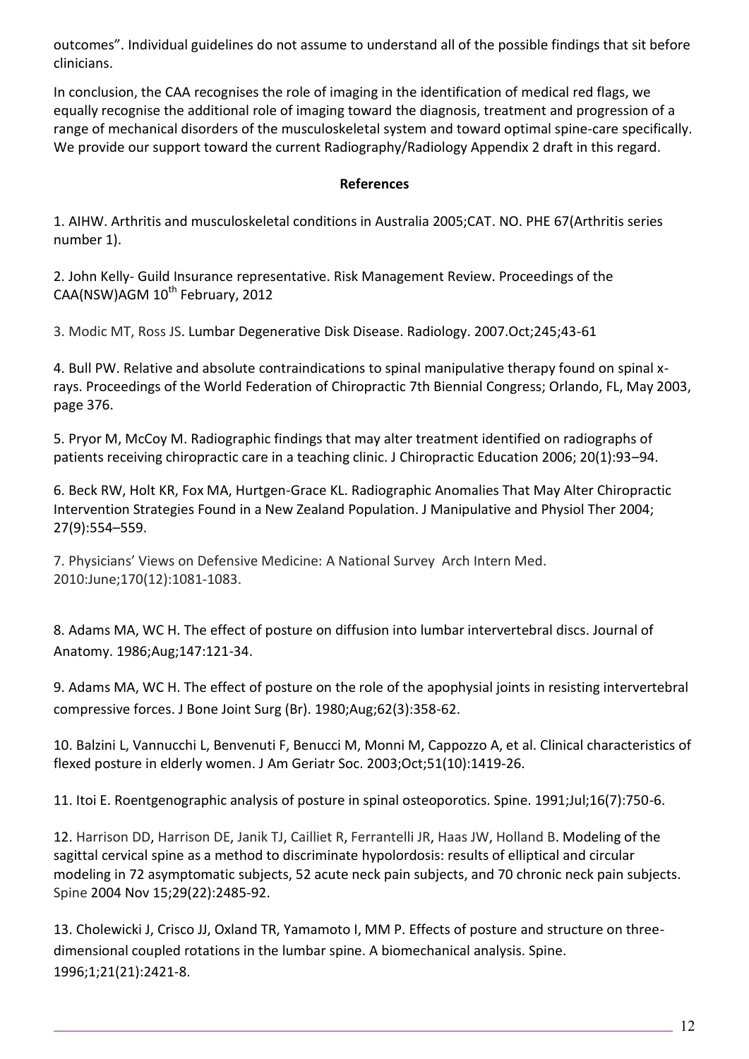outcomes". Individual guidelines do not assume to understand all of the possible findings that sit before clinicians.

In conclusion, the CAA recognises the role of imaging in the identification of medical red flags, we equally recognise the additional role of imaging toward the diagnosis, treatment and progression of a range of mechanical disorders of the musculoskeletal system and toward optimal spine-care specifically. We provide our support toward the current Radiography/Radiology Appendix 2 draft in this regard.

**References**

1. AIHW. Arthritis and musculoskeletal conditions in Australia 2005;CAT. NO. PHE 67(Arthritis series number 1).

2. John Kelly- Guild Insurance representative. Risk Management Review. Proceedings of the CAA(NSW)AGM 10th February, 2012

3. Modic MT, Ross JS. Lumbar Degenerative Disk Disease. Radiology. 2007.Oct;245;43-61

4. Bull PW. Relative and absolute contraindications to spinal manipulative therapy found on spinal x-rays. Proceedings of the World Federation of Chiropractic 7th Biennial Congress; Orlando, FL, May 2003, page 376.

5. Pryor M, McCoy M. Radiographic findings that may alter treatment identified on radiographs of patients receiving chiropractic care in a teaching clinic. J Chiropractic Education 2006; 20(1):93–94.

6. Beck RW, Holt KR, Fox MA, Hurtgen-Grace KL. Radiographic Anomalies That May Alter Chiropractic Intervention Strategies Found in a New Zealand Population. J Manipulative and Physiol Ther 2004; 27(9):554–559.

7. Physicians' Views on Defensive Medicine: A National Survey Arch Intern Med. 2010:June;170(12):1081-1083.

8. Adams MA, WC H. The effect of posture on diffusion into lumbar intervertebral discs. Journal of Anatomy. 1986;Aug;147:121-34.

9. Adams MA, WC H. The effect of posture on the role of the apophysial joints in resisting intervertebral compressive forces. J Bone Joint Surg (Br). 1980;Aug;62(3):358-62.

10. Balzini L, Vannucchi L, Benvenuti F, Benucci M, Monni M, Cappozzo A, et al. Clinical characteristics of flexed posture in elderly women. J Am Geriatr Soc. 2003;Oct;51(10):1419-26.

11. Itoi E. Roentgenographic analysis of posture in spinal osteoporotics. Spine. 1991;Jul;16(7):750-6.

12. Harrison DD, Harrison DE, Janik TJ, Cailliet R, Ferrantelli JR, Haas JW, Holland B. Modeling of the sagittal cervical spine as a method to discriminate hypolordosis: results of elliptical and circular modeling in 72 asymptomatic subjects, 52 acute neck pain subjects, and 70 chronic neck pain subjects. Spine 2004 Nov 15;29(22):2485-92.

13. Cholewicki J, Crisco JJ, Oxland TR, Yamamoto I, MM P. Effects of posture and structure on three-dimensional coupled rotations in the lumbar spine. A biomechanical analysis. Spine. 1996;1;21(21):2421-8.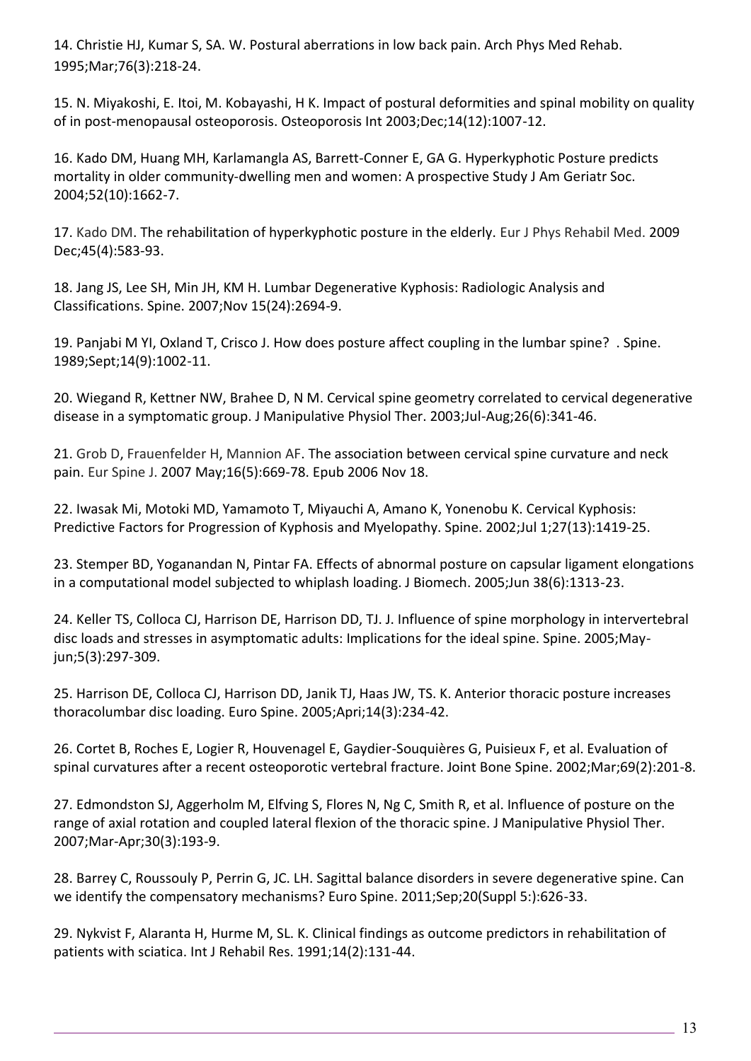14. Christie HJ, Kumar S, SA. W. Postural aberrations in low back pain. Arch Phys Med Rehab. 1995;Mar;76(3):218-24.

15. N. Miyakoshi, E. Itoi, M. Kobayashi, H K. Impact of postural deformities and spinal mobility on quality of in post-menopausal osteoporosis. Osteoporosis Int 2003;Dec;14(12):1007-12.

16. Kado DM, Huang MH, Karlamangla AS, Barrett-Conner E, GA G. Hyperkyphotic Posture predicts mortality in older community-dwelling men and women: A prospective Study J Am Geriatr Soc. 2004;52(10):1662-7.

17. Kado DM. The rehabilitation of hyperkyphotic posture in the elderly. Eur J Phys Rehabil Med. 2009 Dec;45(4):583-93.

18. Jang JS, Lee SH, Min JH, KM H. Lumbar Degenerative Kyphosis: Radiologic Analysis and Classifications. Spine. 2007;Nov 15(24):2694-9.

19. Panjabi M YI, Oxland T, Crisco J. How does posture affect coupling in the lumbar spine? . Spine. 1989;Sept;14(9):1002-11.

20. Wiegand R, Kettner NW, Brahee D, N M. Cervical spine geometry correlated to cervical degenerative disease in a symptomatic group. J Manipulative Physiol Ther. 2003;Jul-Aug;26(6):341-46.

21. Grob D, Frauenfelder H, Mannion AF. The association between cervical spine curvature and neck pain. Eur Spine J. 2007 May;16(5):669-78. Epub 2006 Nov 18.

22. Iwasak Mi, Motoki MD, Yamamoto T, Miyauchi A, Amano K, Yonenobu K. Cervical Kyphosis: Predictive Factors for Progression of Kyphosis and Myelopathy. Spine. 2002;Jul 1;27(13):1419-25.

23. Stemper BD, Yoganandan N, Pintar FA. Effects of abnormal posture on capsular ligament elongations in a computational model subjected to whiplash loading. J Biomech. 2005;Jun 38(6):1313-23.

24. Keller TS, Colloca CJ, Harrison DE, Harrison DD, TJ. J. Influence of spine morphology in intervertebral disc loads and stresses in asymptomatic adults: Implications for the ideal spine. Spine. 2005;May-jun;5(3):297-309.

25. Harrison DE, Colloca CJ, Harrison DD, Janik TJ, Haas JW, TS. K. Anterior thoracic posture increases thoracolumbar disc loading. Euro Spine. 2005;Apri;14(3):234-42.

26. Cortet B, Roches E, Logier R, Houvenagel E, Gaydier-Souquières G, Puisieux F, et al. Evaluation of spinal curvatures after a recent osteoporotic vertebral fracture. Joint Bone Spine. 2002;Mar;69(2):201-8.

27. Edmondston SJ, Aggerholm M, Elfving S, Flores N, Ng C, Smith R, et al. Influence of posture on the range of axial rotation and coupled lateral flexion of the thoracic spine. J Manipulative Physiol Ther. 2007;Mar-Apr;30(3):193-9.

28. Barrey C, Roussouly P, Perrin G, JC. LH. Sagittal balance disorders in severe degenerative spine. Can we identify the compensatory mechanisms? Euro Spine. 2011;Sep;20(Suppl 5:):626-33.

29. Nykvist F, Alaranta H, Hurme M, SL. K. Clinical findings as outcome predictors in rehabilitation of patients with sciatica. Int J Rehabil Res. 1991;14(2):131-44.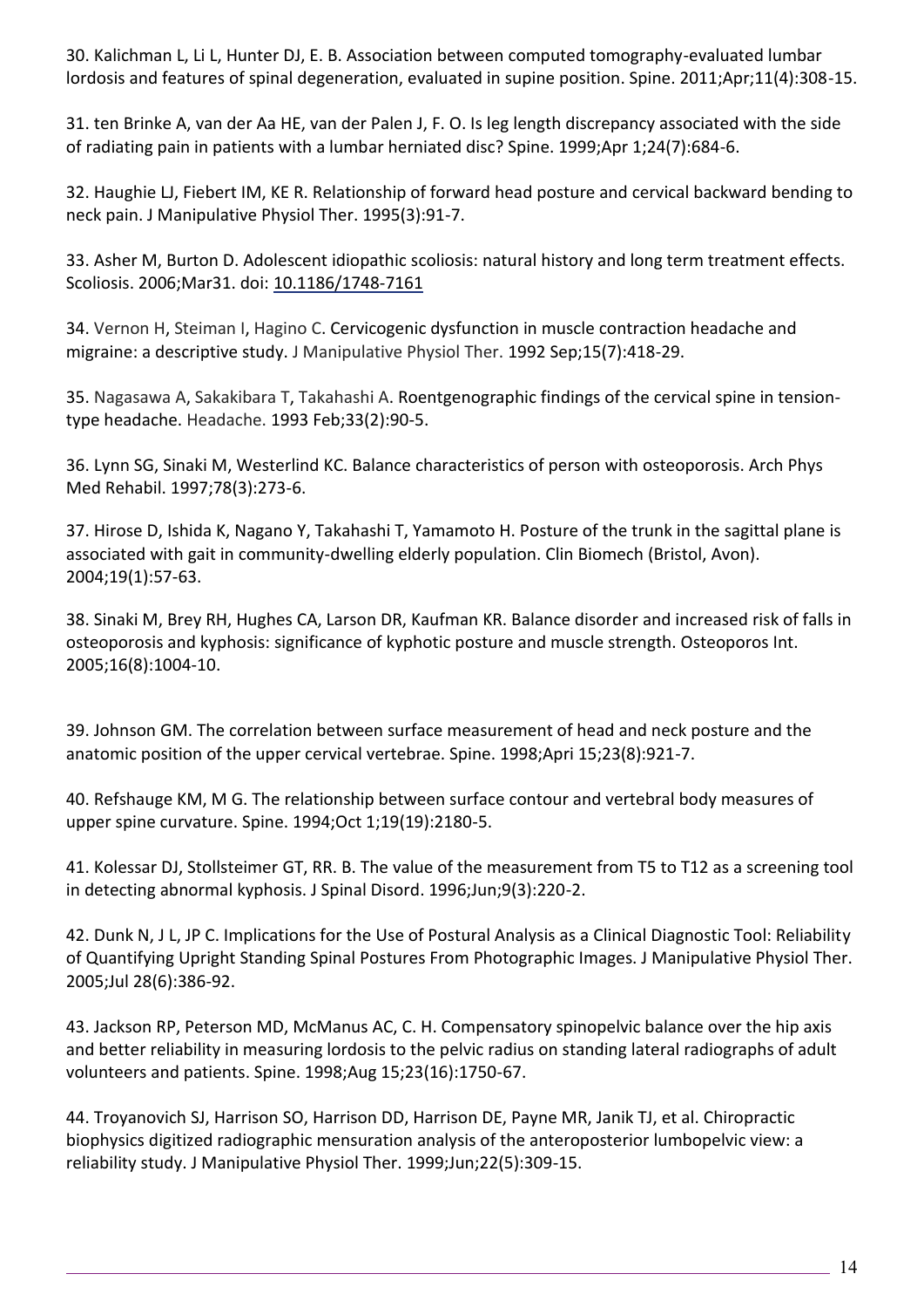30. Kalichman L, Li L, Hunter DJ, E. B. Association between computed tomography-evaluated lumbar lordosis and features of spinal degeneration, evaluated in supine position. Spine. 2011;Apr;11(4):308-15.

31. ten Brinke A, van der Aa HE, van der Palen J, F. O. Is leg length discrepancy associated with the side of radiating pain in patients with a lumbar herniated disc? Spine. 1999;Apr 1;24(7):684-6.

32. Haughie LJ, Fiebert IM, KE R. Relationship of forward head posture and cervical backward bending to neck pain. J Manipulative Physiol Ther. 1995(3):91-7.

33. Asher M, Burton D. Adolescent idiopathic scoliosis: natural history and long term treatment effects. Scoliosis. 2006;Mar31. doi: 10.1186/1748-7161

34. Vernon H, Steiman I, Hagino C. Cervicogenic dysfunction in muscle contraction headache and migraine: a descriptive study. J Manipulative Physiol Ther. 1992 Sep;15(7):418-29.

35. Nagasawa A, Sakakibara T, Takahashi A. Roentgenographic findings of the cervical spine in tension-type headache. Headache. 1993 Feb;33(2):90-5.

36. Lynn SG, Sinaki M, Westerlind KC. Balance characteristics of person with osteoporosis. Arch Phys Med Rehabil. 1997;78(3):273-6.

37. Hirose D, Ishida K, Nagano Y, Takahashi T, Yamamoto H. Posture of the trunk in the sagittal plane is associated with gait in community-dwelling elderly population. Clin Biomech (Bristol, Avon). 2004;19(1):57-63.

38. Sinaki M, Brey RH, Hughes CA, Larson DR, Kaufman KR. Balance disorder and increased risk of falls in osteoporosis and kyphosis: significance of kyphotic posture and muscle strength. Osteoporos Int. 2005;16(8):1004-10.

39. Johnson GM. The correlation between surface measurement of head and neck posture and the anatomic position of the upper cervical vertebrae. Spine. 1998;Apri 15;23(8):921-7.

40. Refshauge KM, M G. The relationship between surface contour and vertebral body measures of upper spine curvature. Spine. 1994;Oct 1;19(19):2180-5.

41. Kolessar DJ, Stollsteimer GT, RR. B. The value of the measurement from T5 to T12 as a screening tool in detecting abnormal kyphosis. J Spinal Disord. 1996;Jun;9(3):220-2.

42. Dunk N, J L, JP C. Implications for the Use of Postural Analysis as a Clinical Diagnostic Tool: Reliability of Quantifying Upright Standing Spinal Postures From Photographic Images. J Manipulative Physiol Ther. 2005;Jul 28(6):386-92.

43. Jackson RP, Peterson MD, McManus AC, C. H. Compensatory spinopelvic balance over the hip axis and better reliability in measuring lordosis to the pelvic radius on standing lateral radiographs of adult volunteers and patients. Spine. 1998;Aug 15;23(16):1750-67.

44. Troyanovich SJ, Harrison SO, Harrison DD, Harrison DE, Payne MR, Janik TJ, et al. Chiropractic biophysics digitized radiographic mensuration analysis of the anteroposterior lumbopelvic view: a reliability study. J Manipulative Physiol Ther. 1999;Jun;22(5):309-15.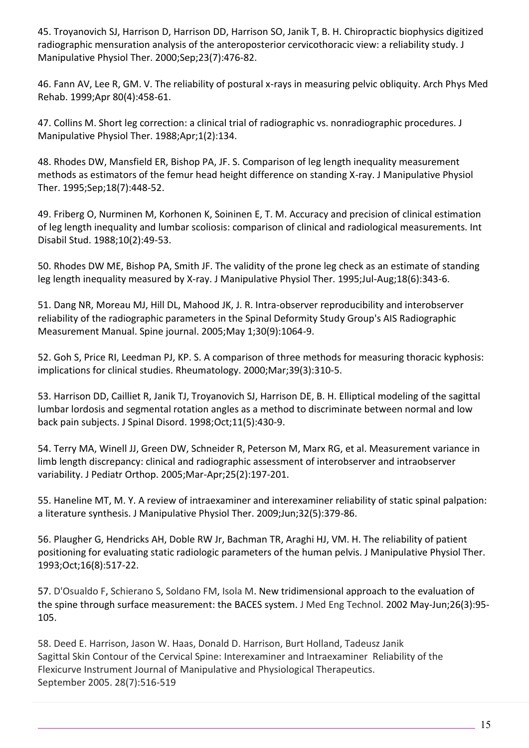45. Troyanovich SJ, Harrison D, Harrison DD, Harrison SO, Janik T, B. H. Chiropractic biophysics digitized radiographic mensuration analysis of the anteroposterior cervicothoracic view: a reliability study. J Manipulative Physiol Ther. 2000;Sep;23(7):476-82.

46. Fann AV, Lee R, GM. V. The reliability of postural x-rays in measuring pelvic obliquity. Arch Phys Med Rehab. 1999;Apr 80(4):458-61.

47. Collins M. Short leg correction: a clinical trial of radiographic vs. nonradiographic procedures. J Manipulative Physiol Ther. 1988;Apr;1(2):134.

48. Rhodes DW, Mansfield ER, Bishop PA, JF. S. Comparison of leg length inequality measurement methods as estimators of the femur head height difference on standing X-ray. J Manipulative Physiol Ther. 1995;Sep;18(7):448-52.

49. Friberg O, Nurminen M, Korhonen K, Soininen E, T. M. Accuracy and precision of clinical estimation of leg length inequality and lumbar scoliosis: comparison of clinical and radiological measurements. Int Disabil Stud. 1988;10(2):49-53.

50. Rhodes DW ME, Bishop PA, Smith JF. The validity of the prone leg check as an estimate of standing leg length inequality measured by X-ray. J Manipulative Physiol Ther. 1995;Jul-Aug;18(6):343-6.

51. Dang NR, Moreau MJ, Hill DL, Mahood JK, J. R. Intra-observer reproducibility and interobserver reliability of the radiographic parameters in the Spinal Deformity Study Group's AIS Radiographic Measurement Manual. Spine journal. 2005;May 1;30(9):1064-9.

52. Goh S, Price RI, Leedman PJ, KP. S. A comparison of three methods for measuring thoracic kyphosis: implications for clinical studies. Rheumatology. 2000;Mar;39(3):310-5.

53. Harrison DD, Cailliet R, Janik TJ, Troyanovich SJ, Harrison DE, B. H. Elliptical modeling of the sagittal lumbar lordosis and segmental rotation angles as a method to discriminate between normal and low back pain subjects. J Spinal Disord. 1998;Oct;11(5):430-9.

54. Terry MA, Winell JJ, Green DW, Schneider R, Peterson M, Marx RG, et al. Measurement variance in limb length discrepancy: clinical and radiographic assessment of interobserver and intraobserver variability. J Pediatr Orthop. 2005;Mar-Apr;25(2):197-201.

55. Haneline MT, M. Y. A review of intraexaminer and interexaminer reliability of static spinal palpation: a literature synthesis. J Manipulative Physiol Ther. 2009;Jun;32(5):379-86.

56. Plaugher G, Hendricks AH, Doble RW Jr, Bachman TR, Araghi HJ, VM. H. The reliability of patient positioning for evaluating static radiologic parameters of the human pelvis. J Manipulative Physiol Ther. 1993;Oct;16(8):517-22.

57. D'Osualdo F, Schierano S, Soldano FM, Isola M. New tridimensional approach to the evaluation of the spine through surface measurement: the BACES system. J Med Eng Technol. 2002 May-Jun;26(3):95-105.

58. Deed E. Harrison, Jason W. Haas, Donald D. Harrison, Burt Holland, Tadeusz Janik Sagittal Skin Contour of the Cervical Spine: Interexaminer and Intraexaminer Reliability of the Flexicurve Instrument Journal of Manipulative and Physiological Therapeutics. September 2005. 28(7):516-519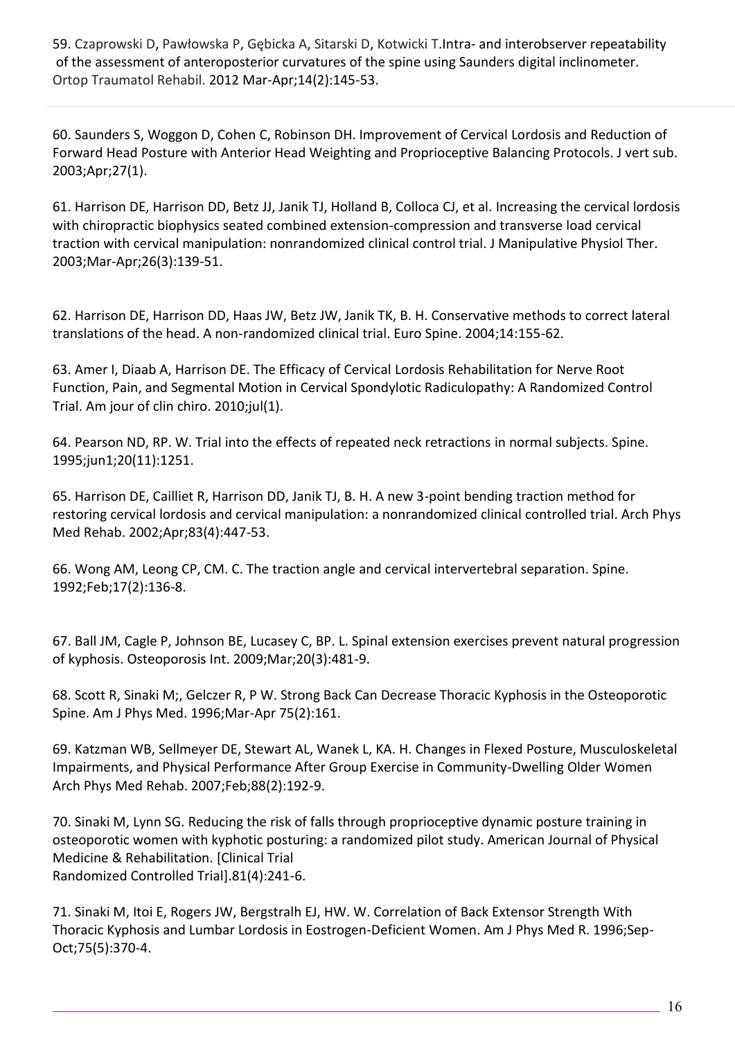59. Czaprowski D, Pawłowska P, Gębicka A, Sitarski D, Kotwicki T.Intra- and interobserver repeatability of the assessment of anteroposterior curvatures of the spine using Saunders digital inclinometer. Ortop Traumatol Rehabil. 2012 Mar-Apr;14(2):145-53.

60. Saunders S, Woggon D, Cohen C, Robinson DH. Improvement of Cervical Lordosis and Reduction of Forward Head Posture with Anterior Head Weighting and Proprioceptive Balancing Protocols. J vert sub. 2003;Apr;27(1).

61. Harrison DE, Harrison DD, Betz JJ, Janik TJ, Holland B, Colloca CJ, et al. Increasing the cervical lordosis with chiropractic biophysics seated combined extension-compression and transverse load cervical traction with cervical manipulation: nonrandomized clinical control trial. J Manipulative Physiol Ther. 2003;Mar-Apr;26(3):139-51.

62. Harrison DE, Harrison DD, Haas JW, Betz JW, Janik TK, B. H. Conservative methods to correct lateral translations of the head. A non-randomized clinical trial. Euro Spine. 2004;14:155-62.

63. Amer I, Diaab A, Harrison DE. The Efficacy of Cervical Lordosis Rehabilitation for Nerve Root Function, Pain, and Segmental Motion in Cervical Spondylotic Radiculopathy: A Randomized Control Trial. Am jour of clin chiro. 2010;jul(1).

64. Pearson ND, RP. W. Trial into the effects of repeated neck retractions in normal subjects. Spine. 1995;jun1;20(11):1251.

65. Harrison DE, Cailliet R, Harrison DD, Janik TJ, B. H. A new 3-point bending traction method for restoring cervical lordosis and cervical manipulation: a nonrandomized clinical controlled trial. Arch Phys Med Rehab. 2002;Apr;83(4):447-53.

66. Wong AM, Leong CP, CM. C. The traction angle and cervical intervertebral separation. Spine. 1992;Feb;17(2):136-8.

67. Ball JM, Cagle P, Johnson BE, Lucasey C, BP. L. Spinal extension exercises prevent natural progression of kyphosis. Osteoporosis Int. 2009;Mar;20(3):481-9.

68. Scott R, Sinaki M;, Gelczer R, P W. Strong Back Can Decrease Thoracic Kyphosis in the Osteoporotic Spine. Am J Phys Med. 1996;Mar-Apr 75(2):161.

69. Katzman WB, Sellmeyer DE, Stewart AL, Wanek L, KA. H. Changes in Flexed Posture, Musculoskeletal Impairments, and Physical Performance After Group Exercise in Community-Dwelling Older Women Arch Phys Med Rehab. 2007;Feb;88(2):192-9.

70. Sinaki M, Lynn SG. Reducing the risk of falls through proprioceptive dynamic posture training in osteoporotic women with kyphotic posturing: a randomized pilot study. American Journal of Physical Medicine & Rehabilitation. [Clinical Trial
Randomized Controlled Trial].81(4):241-6.

71. Sinaki M, Itoi E, Rogers JW, Bergstralh EJ, HW. W. Correlation of Back Extensor Strength With Thoracic Kyphosis and Lumbar Lordosis in Eostrogen-Deficient Women. Am J Phys Med R. 1996;Sep-Oct;75(5):370-4.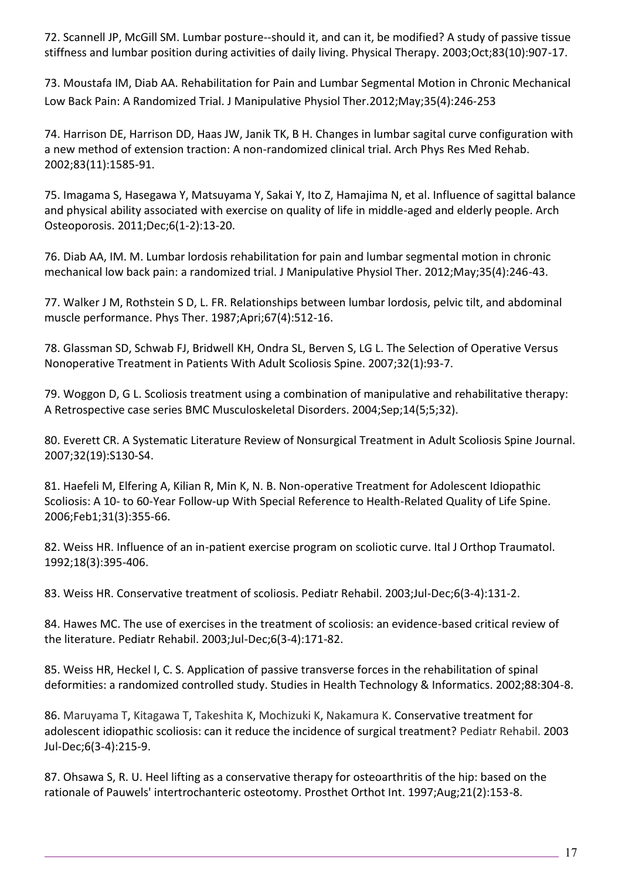72. Scannell JP, McGill SM. Lumbar posture--should it, and can it, be modified? A study of passive tissue stiffness and lumbar position during activities of daily living. Physical Therapy. 2003;Oct;83(10):907-17.

73. Moustafa IM, Diab AA. Rehabilitation for Pain and Lumbar Segmental Motion in Chronic Mechanical Low Back Pain: A Randomized Trial. J Manipulative Physiol Ther.2012;May;35(4):246-253

74. Harrison DE, Harrison DD, Haas JW, Janik TK, B H. Changes in lumbar sagital curve configuration with a new method of extension traction: A non-randomized clinical trial. Arch Phys Res Med Rehab. 2002;83(11):1585-91.

75. Imagama S, Hasegawa Y, Matsuyama Y, Sakai Y, Ito Z, Hamajima N, et al. Influence of sagittal balance and physical ability associated with exercise on quality of life in middle-aged and elderly people. Arch Osteoporosis. 2011;Dec;6(1-2):13-20.

76. Diab AA, IM. M. Lumbar lordosis rehabilitation for pain and lumbar segmental motion in chronic mechanical low back pain: a randomized trial. J Manipulative Physiol Ther. 2012;May;35(4):246-43.

77. Walker J M, Rothstein S D, L. FR. Relationships between lumbar lordosis, pelvic tilt, and abdominal muscle performance. Phys Ther. 1987;Apri;67(4):512-16.

78. Glassman SD, Schwab FJ, Bridwell KH, Ondra SL, Berven S, LG L. The Selection of Operative Versus Nonoperative Treatment in Patients With Adult Scoliosis Spine. 2007;32(1):93-7.

79. Woggon D, G L. Scoliosis treatment using a combination of manipulative and rehabilitative therapy: A Retrospective case series BMC Musculoskeletal Disorders. 2004;Sep;14(5;5;32).

80. Everett CR. A Systematic Literature Review of Nonsurgical Treatment in Adult Scoliosis Spine Journal. 2007;32(19):S130-S4.

81. Haefeli M, Elfering A, Kilian R, Min K, N. B. Non-operative Treatment for Adolescent Idiopathic Scoliosis: A 10- to 60-Year Follow-up With Special Reference to Health-Related Quality of Life Spine. 2006;Feb1;31(3):355-66.

82. Weiss HR. Influence of an in-patient exercise program on scoliotic curve. Ital J Orthop Traumatol. 1992;18(3):395-406.

83. Weiss HR. Conservative treatment of scoliosis. Pediatr Rehabil. 2003;Jul-Dec;6(3-4):131-2.

84. Hawes MC. The use of exercises in the treatment of scoliosis: an evidence-based critical review of the literature. Pediatr Rehabil. 2003;Jul-Dec;6(3-4):171-82.

85. Weiss HR, Heckel I, C. S. Application of passive transverse forces in the rehabilitation of spinal deformities: a randomized controlled study. Studies in Health Technology & Informatics. 2002;88:304-8.

86. Maruyama T, Kitagawa T, Takeshita K, Mochizuki K, Nakamura K. Conservative treatment for adolescent idiopathic scoliosis: can it reduce the incidence of surgical treatment? Pediatr Rehabil. 2003 Jul-Dec;6(3-4):215-9.

87. Ohsawa S, R. U. Heel lifting as a conservative therapy for osteoarthritis of the hip: based on the rationale of Pauwels' intertrochanteric osteotomy. Prosthet Orthot Int. 1997;Aug;21(2):153-8.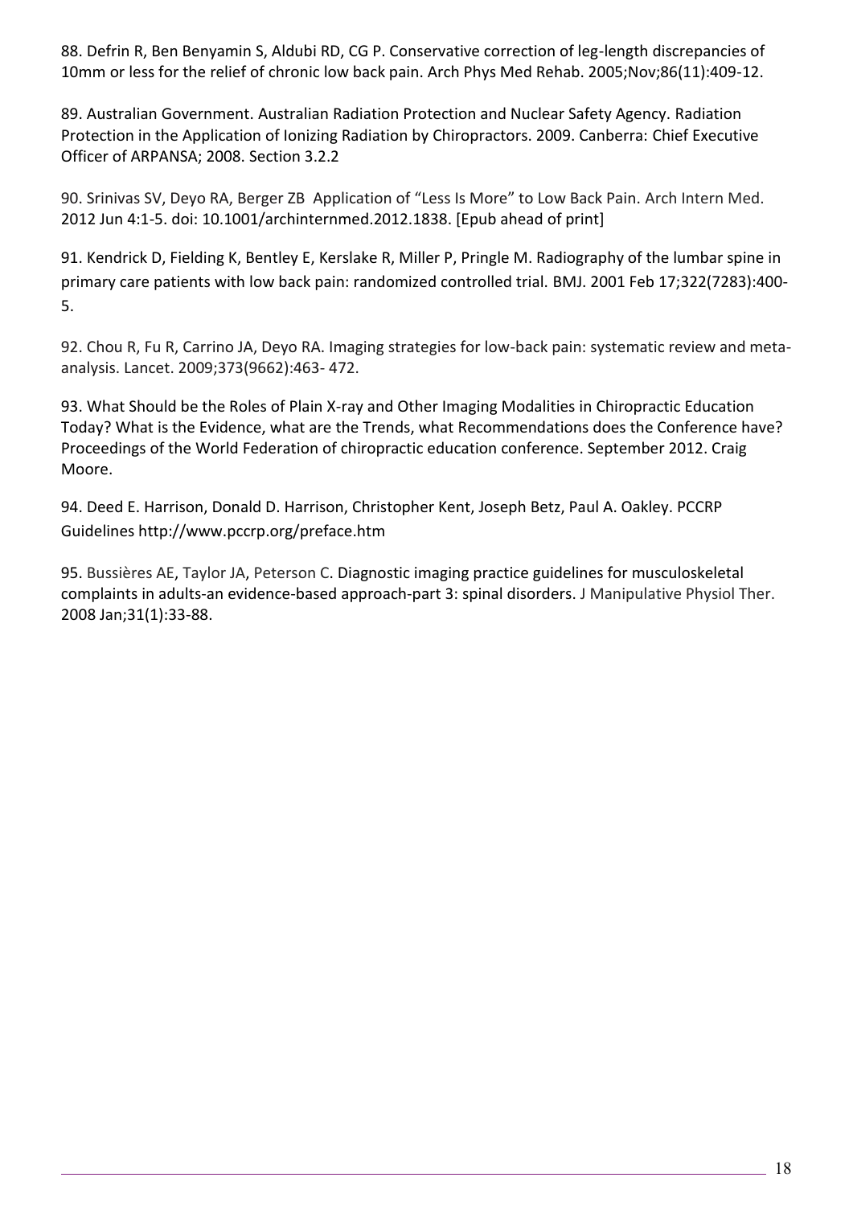88. Defrin R, Ben Benyamin S, Aldubi RD, CG P. Conservative correction of leg-length discrepancies of 10mm or less for the relief of chronic low back pain. Arch Phys Med Rehab. 2005;Nov;86(11):409-12.

89. Australian Government. Australian Radiation Protection and Nuclear Safety Agency. Radiation Protection in the Application of Ionizing Radiation by Chiropractors. 2009. Canberra: Chief Executive Officer of ARPANSA; 2008. Section 3.2.2

90. Srinivas SV, Deyo RA, Berger ZB Application of "Less Is More" to Low Back Pain. Arch Intern Med. 2012 Jun 4:1-5. doi: 10.1001/archinternmed.2012.1838. [Epub ahead of print]

91. Kendrick D, Fielding K, Bentley E, Kerslake R, Miller P, Pringle M. Radiography of the lumbar spine in primary care patients with low back pain: randomized controlled trial. BMJ. 2001 Feb 17;322(7283):400-5.

92. Chou R, Fu R, Carrino JA, Deyo RA. Imaging strategies for low-back pain: systematic review and meta-analysis. Lancet. 2009;373(9662):463- 472.

93. What Should be the Roles of Plain X-ray and Other Imaging Modalities in Chiropractic Education Today? What is the Evidence, what are the Trends, what Recommendations does the Conference have? Proceedings of the World Federation of chiropractic education conference. September 2012. Craig Moore.

94. Deed E. Harrison, Donald D. Harrison, Christopher Kent, Joseph Betz, Paul A. Oakley. PCCRP Guidelines http://www.pccrp.org/preface.htm

95. Bussières AE, Taylor JA, Peterson C. Diagnostic imaging practice guidelines for musculoskeletal complaints in adults-an evidence-based approach-part 3: spinal disorders. J Manipulative Physiol Ther. 2008 Jan;31(1):33-88.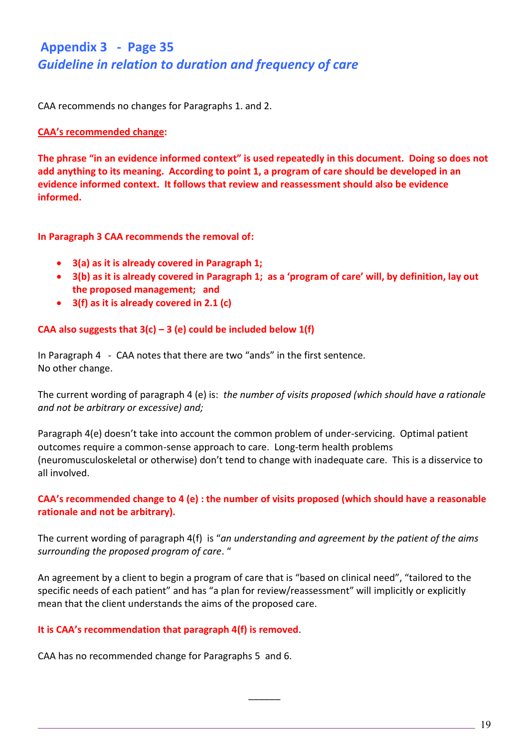## Appendix 3 - Page 35

### *Guideline in relation to duration and frequency of care*

CAA recommends no changes for Paragraphs 1. and 2.

**<u>CAA's recommended change</u>:**

**The phrase "in an evidence informed context" is used repeatedly in this document. Doing so does not add anything to its meaning. According to point 1, a program of care should be developed in an evidence informed context. It follows that review and reassessment should also be evidence informed.**

**In Paragraph 3 CAA recommends the removal of:**

- **3(a) as it is already covered in Paragraph 1;**
- **3(b) as it is already covered in Paragraph 1; as a 'program of care' will, by definition, lay out the proposed management; and**
- **3(f) as it is already covered in 2.1 (c)**

**CAA also suggests that 3(c) – 3 (e) could be included below 1(f)**

In Paragraph 4 - CAA notes that there are two "ands" in the first sentence.
No other change.

The current wording of paragraph 4 (e) is: *the number of visits proposed (which should have a rationale and not be arbitrary or excessive) and;*

Paragraph 4(e) doesn't take into account the common problem of under-servicing. Optimal patient outcomes require a common-sense approach to care. Long-term health problems (neuromusculoskeletal or otherwise) don't tend to change with inadequate care. This is a disservice to all involved.

**CAA's recommended change to 4 (e) : the number of visits proposed (which should have a reasonable rationale and not be arbitrary).**

The current wording of paragraph 4(f) is "*an understanding and agreement by the patient of the aims surrounding the proposed program of care*. "

An agreement by a client to begin a program of care that is "based on clinical need", "tailored to the specific needs of each patient" and has "a plan for review/reassessment" will implicitly or explicitly mean that the client understands the aims of the proposed care.

**It is CAA's recommendation that paragraph 4(f) is removed**.

CAA has no recommended change for Paragraphs 5 and 6.

______